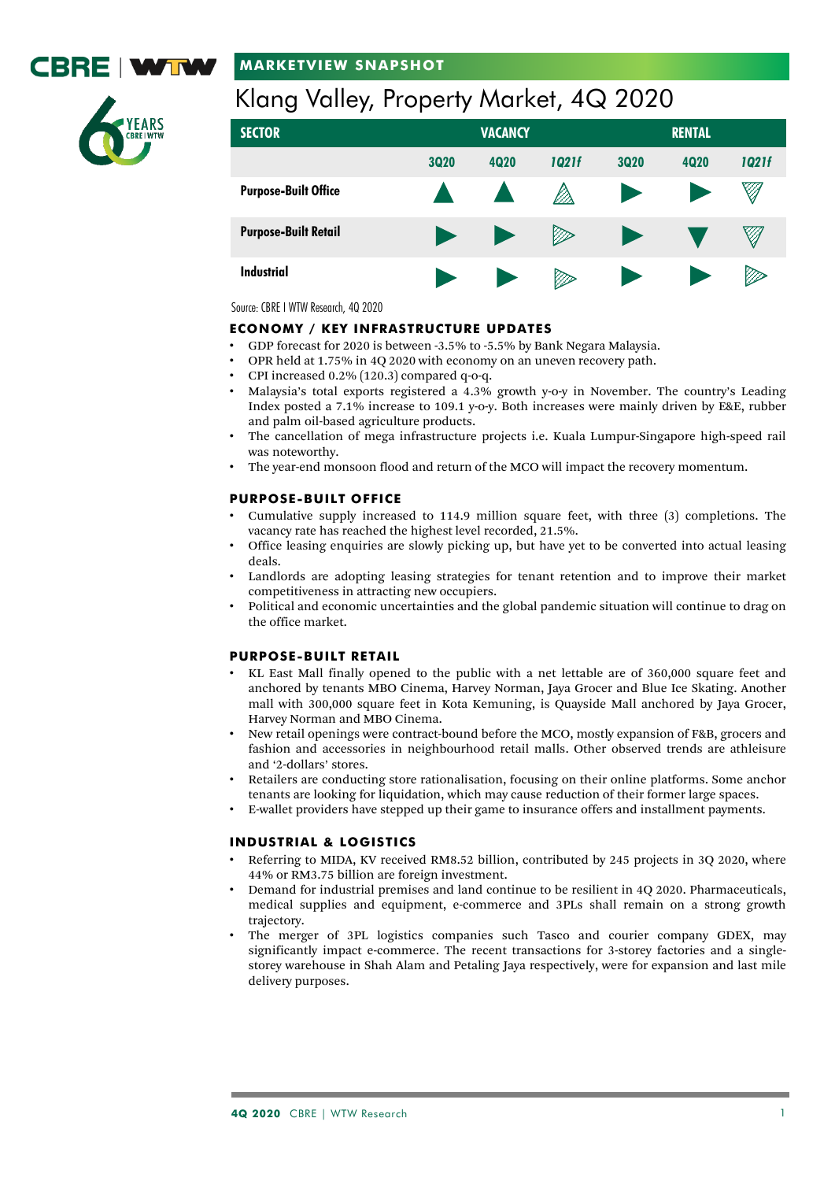MARKETVIEW SNAPSHOT

# Klang Valley, Property Market, 4Q 2020

| SECTOR | VACANCY | | | RENTAL | | |
|---|---|---|---|---|---|---|
| | 3Q20 | 4Q20 | *1Q21f* | 3Q20 | 4Q20 | *1Q21f* |
| Purpose-Built Office | ▲ | ▲ | △ | ▶ | ▶ | ▽ |
| Purpose-Built Retail | ▶ | ▶ | ▷ | ▶ | ▼ | ▽ |
| Industrial | ▶ | ▶ | ▷ | ▶ | ▶ | ▷ |

Source: CBRE I WTW Research, 4Q 2020

## ECONOMY / KEY INFRASTRUCTURE UPDATES

- GDP forecast for 2020 is between -3.5% to -5.5% by Bank Negara Malaysia.
- OPR held at 1.75% in 4Q 2020 with economy on an uneven recovery path.
- CPI increased 0.2% (120.3) compared q-o-q.
- Malaysia's total exports registered a 4.3% growth y-o-y in November. The country's Leading Index posted a 7.1% increase to 109.1 y-o-y. Both increases were mainly driven by E&E, rubber and palm oil-based agriculture products.
- The cancellation of mega infrastructure projects i.e. Kuala Lumpur-Singapore high-speed rail was noteworthy.
- The year-end monsoon flood and return of the MCO will impact the recovery momentum.

## PURPOSE-BUILT OFFICE

- Cumulative supply increased to 114.9 million square feet, with three (3) completions. The vacancy rate has reached the highest level recorded, 21.5%.
- Office leasing enquiries are slowly picking up, but have yet to be converted into actual leasing deals.
- Landlords are adopting leasing strategies for tenant retention and to improve their market competitiveness in attracting new occupiers.
- Political and economic uncertainties and the global pandemic situation will continue to drag on the office market.

## PURPOSE-BUILT RETAIL

- KL East Mall finally opened to the public with a net lettable are of 360,000 square feet and anchored by tenants MBO Cinema, Harvey Norman, Jaya Grocer and Blue Ice Skating. Another mall with 300,000 square feet in Kota Kemuning, is Quayside Mall anchored by Jaya Grocer, Harvey Norman and MBO Cinema.
- New retail openings were contract-bound before the MCO, mostly expansion of F&B, grocers and fashion and accessories in neighbourhood retail malls. Other observed trends are athleisure and '2-dollars' stores.
- Retailers are conducting store rationalisation, focusing on their online platforms. Some anchor tenants are looking for liquidation, which may cause reduction of their former large spaces.
- E-wallet providers have stepped up their game to insurance offers and installment payments.

## INDUSTRIAL & LOGISTICS

- Referring to MIDA, KV received RM8.52 billion, contributed by 245 projects in 3Q 2020, where 44% or RM3.75 billion are foreign investment.
- Demand for industrial premises and land continue to be resilient in 4Q 2020. Pharmaceuticals, medical supplies and equipment, e-commerce and 3PLs shall remain on a strong growth trajectory.
- The merger of 3PL logistics companies such Tasco and courier company GDEX, may significantly impact e-commerce. The recent transactions for 3-storey factories and a single-storey warehouse in Shah Alam and Petaling Jaya respectively, were for expansion and last mile delivery purposes.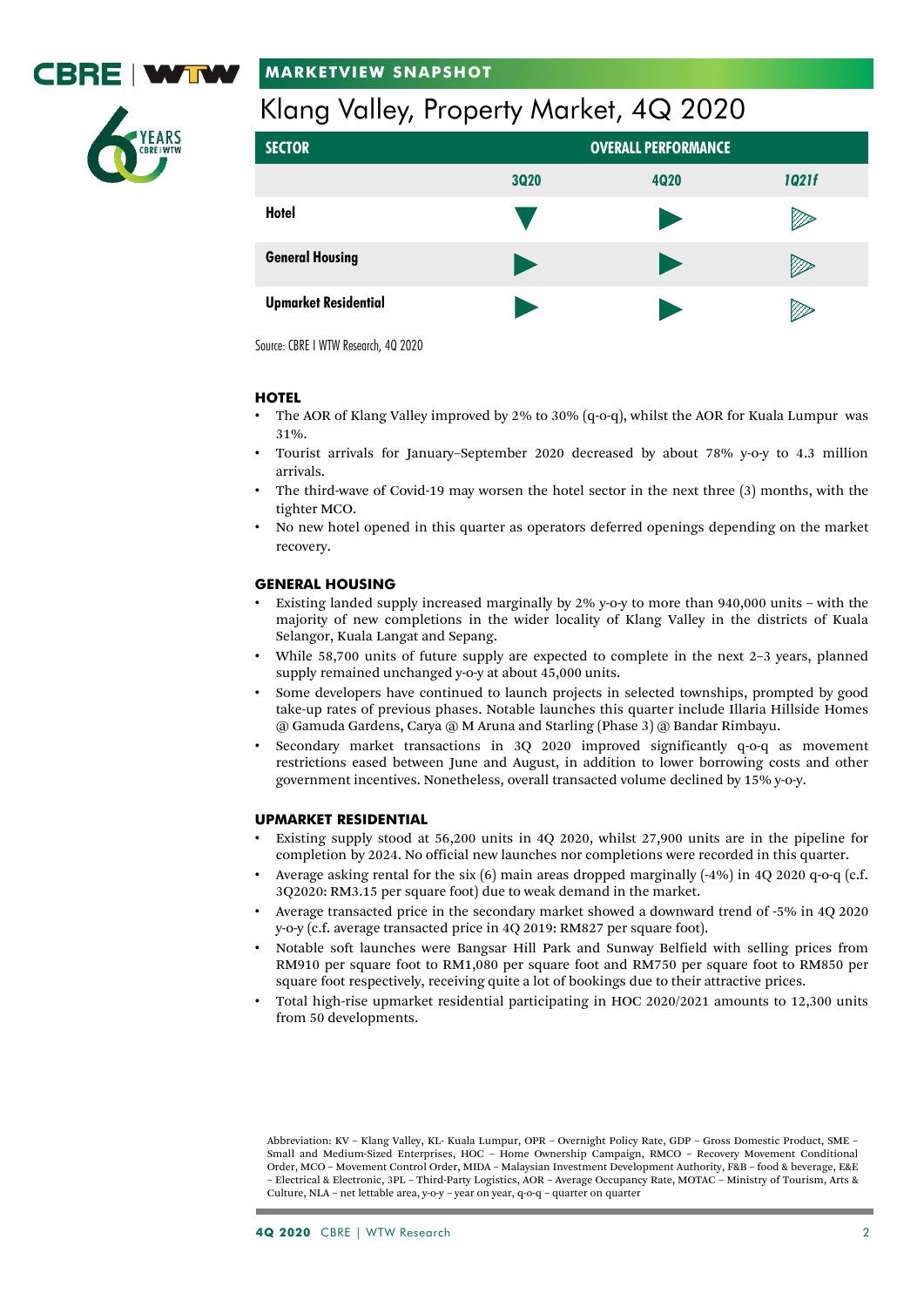## MARKETVIEW SNAPSHOT

# Klang Valley, Property Market, 4Q 2020

| SECTOR | OVERALL PERFORMANCE | | |
|---|---|---|---|
| | 3Q20 | 4Q20 | *1Q21f* |
| Hotel | ▼ | ▶ | ▶ |
| General Housing | ▶ | ▶ | ▶ |
| Upmarket Residential | ▶ | ▶ | ▶ |

Source: CBRE I WTW Research, 4Q 2020

### HOTEL

- The AOR of Klang Valley improved by 2% to 30% (q-o-q), whilst the AOR for Kuala Lumpur was 31%.
- Tourist arrivals for January–September 2020 decreased by about 78% y-o-y to 4.3 million arrivals.
- The third-wave of Covid-19 may worsen the hotel sector in the next three (3) months, with the tighter MCO.
- No new hotel opened in this quarter as operators deferred openings depending on the market recovery.

### GENERAL HOUSING

- Existing landed supply increased marginally by 2% y-o-y to more than 940,000 units – with the majority of new completions in the wider locality of Klang Valley in the districts of Kuala Selangor, Kuala Langat and Sepang.
- While 58,700 units of future supply are expected to complete in the next 2–3 years, planned supply remained unchanged y-o-y at about 45,000 units.
- Some developers have continued to launch projects in selected townships, prompted by good take-up rates of previous phases. Notable launches this quarter include Illaria Hillside Homes @ Gamuda Gardens, Carya @ M Aruna and Starling (Phase 3) @ Bandar Rimbayu.
- Secondary market transactions in 3Q 2020 improved significantly q-o-q as movement restrictions eased between June and August, in addition to lower borrowing costs and other government incentives. Nonetheless, overall transacted volume declined by 15% y-o-y.

### UPMARKET RESIDENTIAL

- Existing supply stood at 56,200 units in 4Q 2020, whilst 27,900 units are in the pipeline for completion by 2024. No official new launches nor completions were recorded in this quarter.
- Average asking rental for the six (6) main areas dropped marginally (-4%) in 4Q 2020 q-o-q (c.f. 3Q2020: RM3.15 per square foot) due to weak demand in the market.
- Average transacted price in the secondary market showed a downward trend of -5% in 4Q 2020 y-o-y (c.f. average transacted price in 4Q 2019: RM827 per square foot).
- Notable soft launches were Bangsar Hill Park and Sunway Belfield with selling prices from RM910 per square foot to RM1,080 per square foot and RM750 per square foot to RM850 per square foot respectively, receiving quite a lot of bookings due to their attractive prices.
- Total high-rise upmarket residential participating in HOC 2020/2021 amounts to 12,300 units from 50 developments.

Abbreviation: KV – Klang Valley, KL- Kuala Lumpur, OPR – Overnight Policy Rate, GDP – Gross Domestic Product, SME – Small and Medium-Sized Enterprises, HOC – Home Ownership Campaign, RMCO – Recovery Movement Conditional Order, MCO – Movement Control Order, MIDA – Malaysian Investment Development Authority, F&B – food & beverage, E&E – Electrical & Electronic, 3PL – Third-Party Logistics, AOR – Average Occupancy Rate, MOTAC – Ministry of Tourism, Arts & Culture, NLA – net lettable area, y-o-y – year on year, q-o-q – quarter on quarter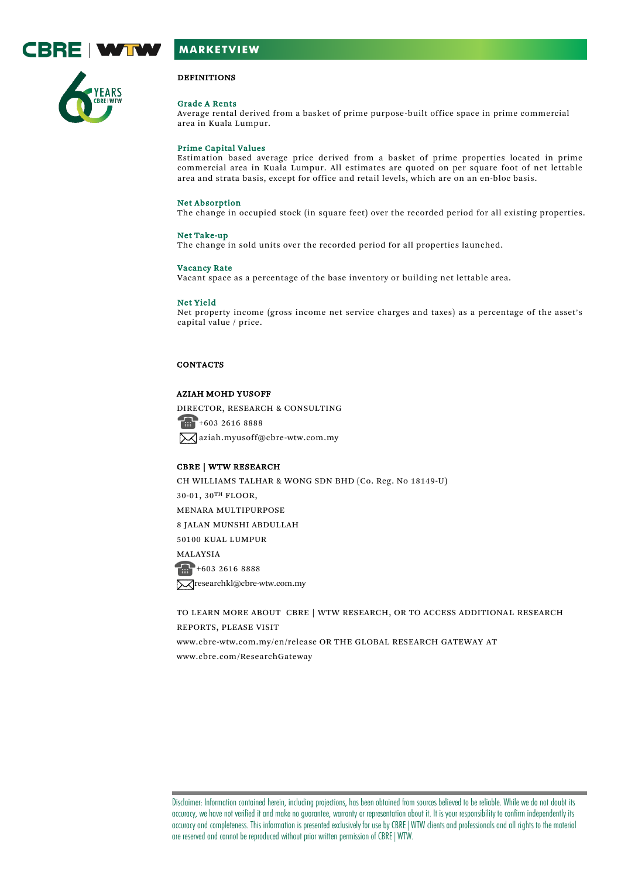## DEFINITIONS

### Grade A Rents

Average rental derived from a basket of prime purpose-built office space in prime commercial area in Kuala Lumpur.

### Prime Capital Values

Estimation based average price derived from a basket of prime properties located in prime commercial area in Kuala Lumpur. All estimates are quoted on per square foot of net lettable area and strata basis, except for office and retail levels, which are on an en-bloc basis.

### Net Absorption

The change in occupied stock (in square feet) over the recorded period for all existing properties.

### Net Take-up

The change in sold units over the recorded period for all properties launched.

### Vacancy Rate

Vacant space as a percentage of the base inventory or building net lettable area.

### Net Yield

Net property income (gross income net service charges and taxes) as a percentage of the asset's capital value / price.

## CONTACTS

**AZIAH MOHD YUSOFF**

DIRECTOR, RESEARCH & CONSULTING

+603 2616 8888

aziah.myusoff@cbre-wtw.com.my

**CBRE | WTW RESEARCH**

CH WILLIAMS TALHAR & WONG SDN BHD (Co. Reg. No 18149-U)

30-01, 30TH FLOOR,

MENARA MULTIPURPOSE

8 JALAN MUNSHI ABDULLAH

50100 KUAL LUMPUR

MALAYSIA

+603 2616 8888

researchkl@cbre-wtw.com.my

TO LEARN MORE ABOUT CBRE | WTW RESEARCH, OR TO ACCESS ADDITIONAL RESEARCH REPORTS, PLEASE VISIT www.cbre-wtw.com.my/en/release OR THE GLOBAL RESEARCH GATEWAY AT www.cbre.com/ResearchGateway

Disclaimer: Information contained herein, including projections, has been obtained from sources believed to be reliable. While we do not doubt its accuracy, we have not verified it and make no guarantee, warranty or representation about it. It is your responsibility to confirm independently its accuracy and completeness. This information is presented exclusively for use by CBRE | WTW clients and professionals and all rights to the material are reserved and cannot be reproduced without prior written permission of CBRE | WTW.